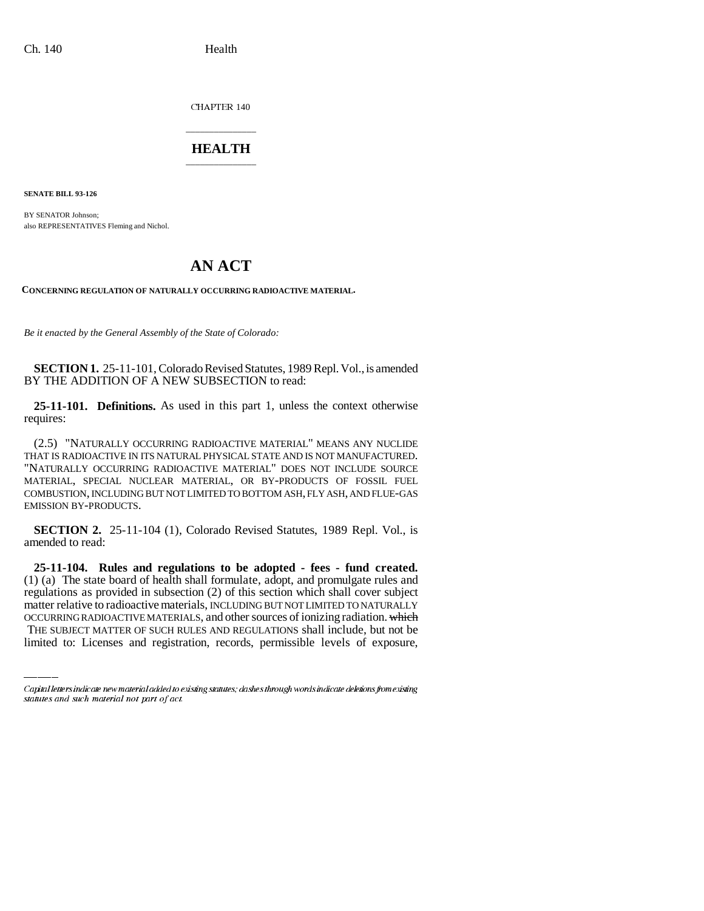CHAPTER 140

# HEALTH

**SENATE BILL 93-126**

BY SENATOR Johnson;
also REPRESENTATIVES Fleming and Nichol.

# AN ACT

**CONCERNING REGULATION OF NATURALLY OCCURRING RADIOACTIVE MATERIAL.**

*Be it enacted by the General Assembly of the State of Colorado:*

**SECTION 1.** 25-11-101, Colorado Revised Statutes, 1989 Repl. Vol., is amended BY THE ADDITION OF A NEW SUBSECTION to read:

**25-11-101. Definitions.** As used in this part 1, unless the context otherwise requires:

(2.5) "NATURALLY OCCURRING RADIOACTIVE MATERIAL" MEANS ANY NUCLIDE THAT IS RADIOACTIVE IN ITS NATURAL PHYSICAL STATE AND IS NOT MANUFACTURED. "NATURALLY OCCURRING RADIOACTIVE MATERIAL" DOES NOT INCLUDE SOURCE MATERIAL, SPECIAL NUCLEAR MATERIAL, OR BY-PRODUCTS OF FOSSIL FUEL COMBUSTION, INCLUDING BUT NOT LIMITED TO BOTTOM ASH, FLY ASH, AND FLUE-GAS EMISSION BY-PRODUCTS.

**SECTION 2.** 25-11-104 (1), Colorado Revised Statutes, 1989 Repl. Vol., is amended to read:

**25-11-104. Rules and regulations to be adopted - fees - fund created.** (1) (a) The state board of health shall formulate, adopt, and promulgate rules and regulations as provided in subsection (2) of this section which shall cover subject matter relative to radioactive materials, INCLUDING BUT NOT LIMITED TO NATURALLY OCCURRING RADIOACTIVE MATERIALS, and other sources of ionizing radiation. ~~which~~ THE SUBJECT MATTER OF SUCH RULES AND REGULATIONS shall include, but not be limited to: Licenses and registration, records, permissible levels of exposure,

Capital letters indicate new material added to existing statutes; dashes through words indicate deletions from existing statutes and such material not part of act.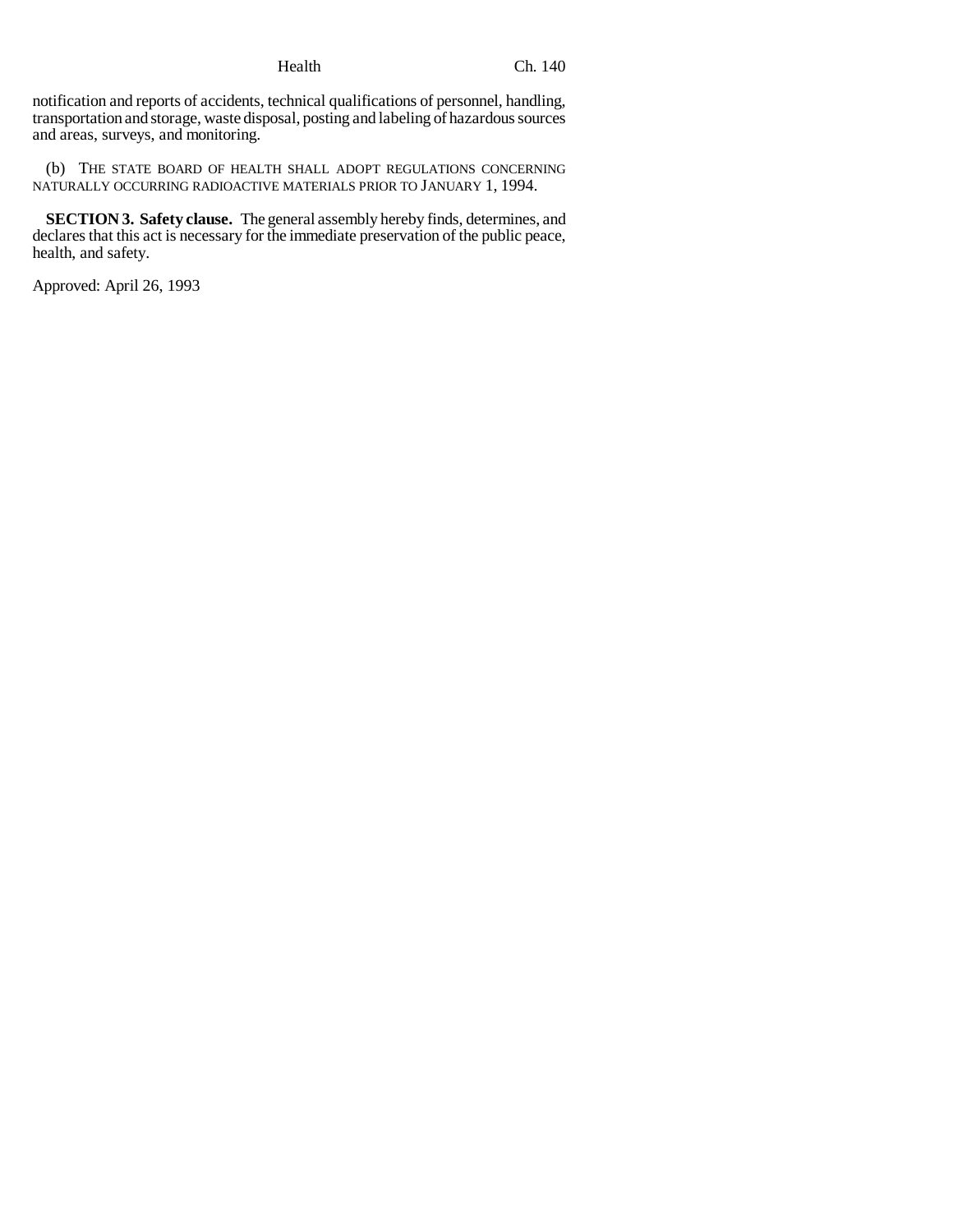notification and reports of accidents, technical qualifications of personnel, handling, transportation and storage, waste disposal, posting and labeling of hazardous sources and areas, surveys, and monitoring.

(b) THE STATE BOARD OF HEALTH SHALL ADOPT REGULATIONS CONCERNING NATURALLY OCCURRING RADIOACTIVE MATERIALS PRIOR TO JANUARY 1, 1994.

**SECTION 3. Safety clause.** The general assembly hereby finds, determines, and declares that this act is necessary for the immediate preservation of the public peace, health, and safety.

Approved: April 26, 1993